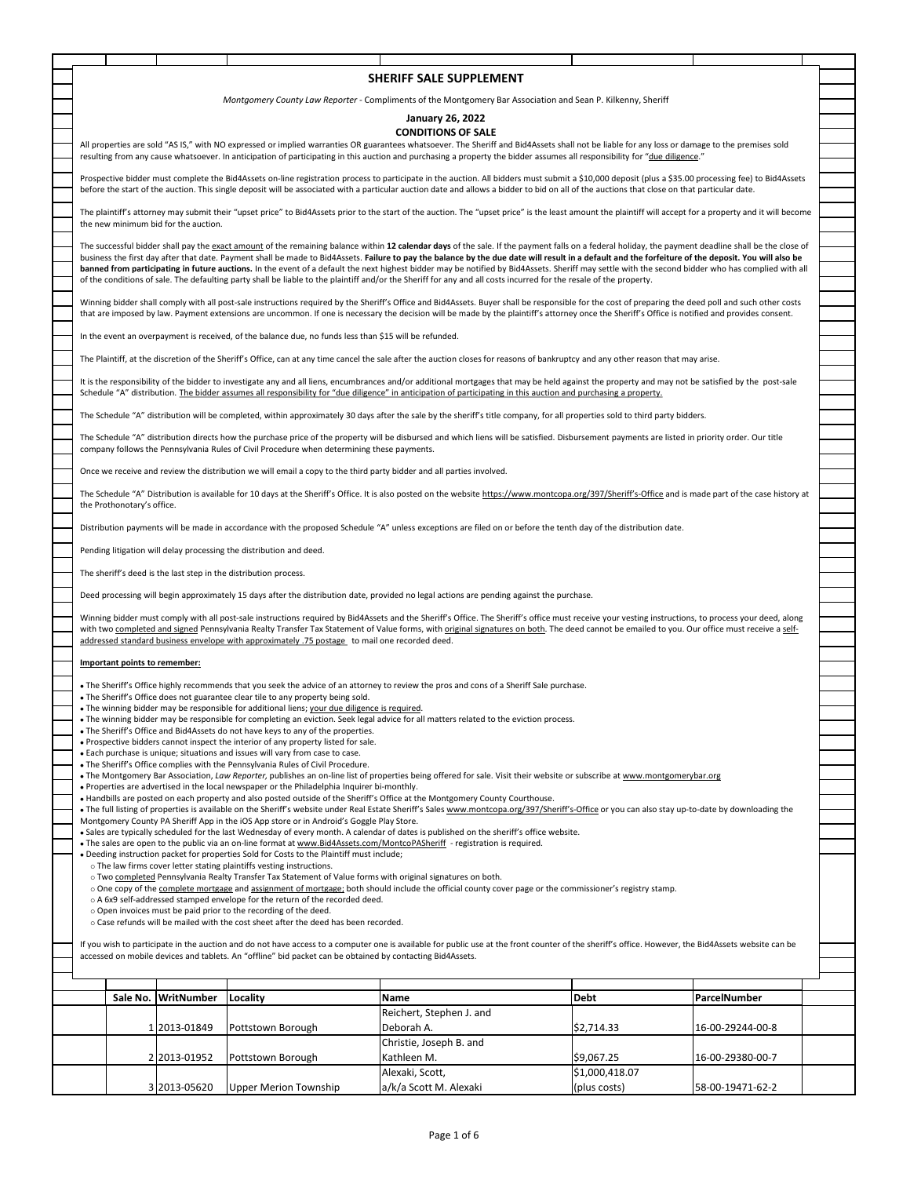# SHERIFF SALE SUPPLEMENT

*Montgomery County Law Reporter* - Compliments of the Montgomery Bar Association and Sean P. Kilkenny, Sheriff

**January 26, 2022**

**CONDITIONS OF SALE**

All properties are sold "AS IS," with NO expressed or implied warranties OR guarantees whatsoever. The Sheriff and Bid4Assets shall not be liable for any loss or damage to the premises sold resulting from any cause whatsoever. In anticipation of participating in this auction and purchasing a property the bidder assumes all responsibility for "due diligence."

Prospective bidder must complete the Bid4Assets on-line registration process to participate in the auction. All bidders must submit a $10,000 deposit (plus a $35.00 processing fee) to Bid4Assets before the start of the auction. This single deposit will be associated with a particular auction date and allows a bidder to bid on all of the auctions that close on that particular date.

The plaintiff's attorney may submit their "upset price" to Bid4Assets prior to the start of the auction. The "upset price" is the least amount the plaintiff will accept for a property and it will become the new minimum bid for the auction.

The successful bidder shall pay the exact amount of the remaining balance within **12 calendar days** of the sale. If the payment falls on a federal holiday, the payment deadline shall be the close of business the first day after that date. Payment shall be made to Bid4Assets. **Failure to pay the balance by the due date will result in a default and the forfeiture of the deposit. You will also be banned from participating in future auctions.** In the event of a default the next highest bidder may be notified by Bid4Assets. Sheriff may settle with the second bidder who has complied with all of the conditions of sale. The defaulting party shall be liable to the plaintiff and/or the Sheriff for any and all costs incurred for the resale of the property.

Winning bidder shall comply with all post-sale instructions required by the Sheriff's Office and Bid4Assets. Buyer shall be responsible for the cost of preparing the deed poll and such other costs that are imposed by law. Payment extensions are uncommon. If one is necessary the decision will be made by the plaintiff's attorney once the Sheriff's Office is notified and provides consent.

In the event an overpayment is received, of the balance due, no funds less than $15 will be refunded.

The Plaintiff, at the discretion of the Sheriff's Office, can at any time cancel the sale after the auction closes for reasons of bankruptcy and any other reason that may arise.

It is the responsibility of the bidder to investigate any and all liens, encumbrances and/or additional mortgages that may be held against the property and may not be satisfied by the post-sale Schedule "A" distribution. The bidder assumes all responsibility for "due diligence" in anticipation of participating in this auction and purchasing a property.

The Schedule "A" distribution will be completed, within approximately 30 days after the sale by the sheriff's title company, for all properties sold to third party bidders.

The Schedule "A" distribution directs how the purchase price of the property will be disbursed and which liens will be satisfied. Disbursement payments are listed in priority order. Our title company follows the Pennsylvania Rules of Civil Procedure when determining these payments.

Once we receive and review the distribution we will email a copy to the third party bidder and all parties involved.

The Schedule "A" Distribution is available for 10 days at the Sheriff's Office. It is also posted on the website https://www.montcopa.org/397/Sheriff's-Office and is made part of the case history at the Prothonotary's office.

Distribution payments will be made in accordance with the proposed Schedule "A" unless exceptions are filed on or before the tenth day of the distribution date.

Pending litigation will delay processing the distribution and deed.

The sheriff's deed is the last step in the distribution process.

Deed processing will begin approximately 15 days after the distribution date, provided no legal actions are pending against the purchase.

Winning bidder must comply with all post-sale instructions required by Bid4Assets and the Sheriff's Office. The Sheriff's office must receive your vesting instructions, to process your deed, along with two completed and signed Pennsylvania Realty Transfer Tax Statement of Value forms, with original signatures on both. The deed cannot be emailed to you. Our office must receive a self-addressed standard business envelope with approximately .75 postage to mail one recorded deed.

**Important points to remember:**

- The Sheriff's Office highly recommends that you seek the advice of an attorney to review the pros and cons of a Sheriff Sale purchase.
- The Sheriff's Office does not guarantee clear tile to any property being sold.
- The winning bidder may be responsible for additional liens; your due diligence is required.
- The winning bidder may be responsible for completing an eviction. Seek legal advice for all matters related to the eviction process.
- The Sheriff's Office and Bid4Assets do not have keys to any of the properties.
- Prospective bidders cannot inspect the interior of any property listed for sale.
- Each purchase is unique; situations and issues will vary from case to case.
- The Sheriff's Office complies with the Pennsylvania Rules of Civil Procedure.
- The Montgomery Bar Association, *Law Reporter,* publishes an on-line list of properties being offered for sale. Visit their website or subscribe at www.montgomerybar.org
- Properties are advertised in the local newspaper or the Philadelphia Inquirer bi-monthly.
- Handbills are posted on each property and also posted outside of the Sheriff's Office at the Montgomery County Courthouse.
- The full listing of properties is available on the Sheriff's website under Real Estate Sheriff's Sales www.montcopa.org/397/Sheriff's-Office or you can also stay up-to-date by downloading the Montgomery County PA Sheriff App in the iOS App store or in Android's Goggle Play Store.
- Sales are typically scheduled for the last Wednesday of every month. A calendar of dates is published on the sheriff's office website.
- The sales are open to the public via an on-line format at www.Bid4Assets.com/MontcoPASheriff - registration is required.
- Deeding instruction packet for properties Sold for Costs to the Plaintiff must include;
  - The law firms cover letter stating plaintiffs vesting instructions.
  - Two completed Pennsylvania Realty Transfer Tax Statement of Value forms with original signatures on both.
  - One copy of the complete mortgage and assignment of mortgage; both should include the official county cover page or the commissioner's registry stamp.
  - A 6x9 self-addressed stamped envelope for the return of the recorded deed.
  - Open invoices must be paid prior to the recording of the deed.
  - Case refunds will be mailed with the cost sheet after the deed has been recorded.

If you wish to participate in the auction and do not have access to a computer one is available for public use at the front counter of the sheriff's office. However, the Bid4Assets website can be accessed on mobile devices and tablets. An "offline" bid packet can be obtained by contacting Bid4Assets.

| Sale No. | WritNumber | Locality | Name | Debt | ParcelNumber |
|---|---|---|---|---|---|
| 1 | 2013-01849 | Pottstown Borough | Reichert, Stephen J. and Deborah A. | $2,714.33 | 16-00-29244-00-8 |
| 2 | 2013-01952 | Pottstown Borough | Christie, Joseph B. and Kathleen M. | $9,067.25 | 16-00-29380-00-7 |
| 3 | 2013-05620 | Upper Merion Township | Alexaki, Scott, a/k/a Scott M. Alexaki | $1,000,418.07 (plus costs) | 58-00-19471-62-2 |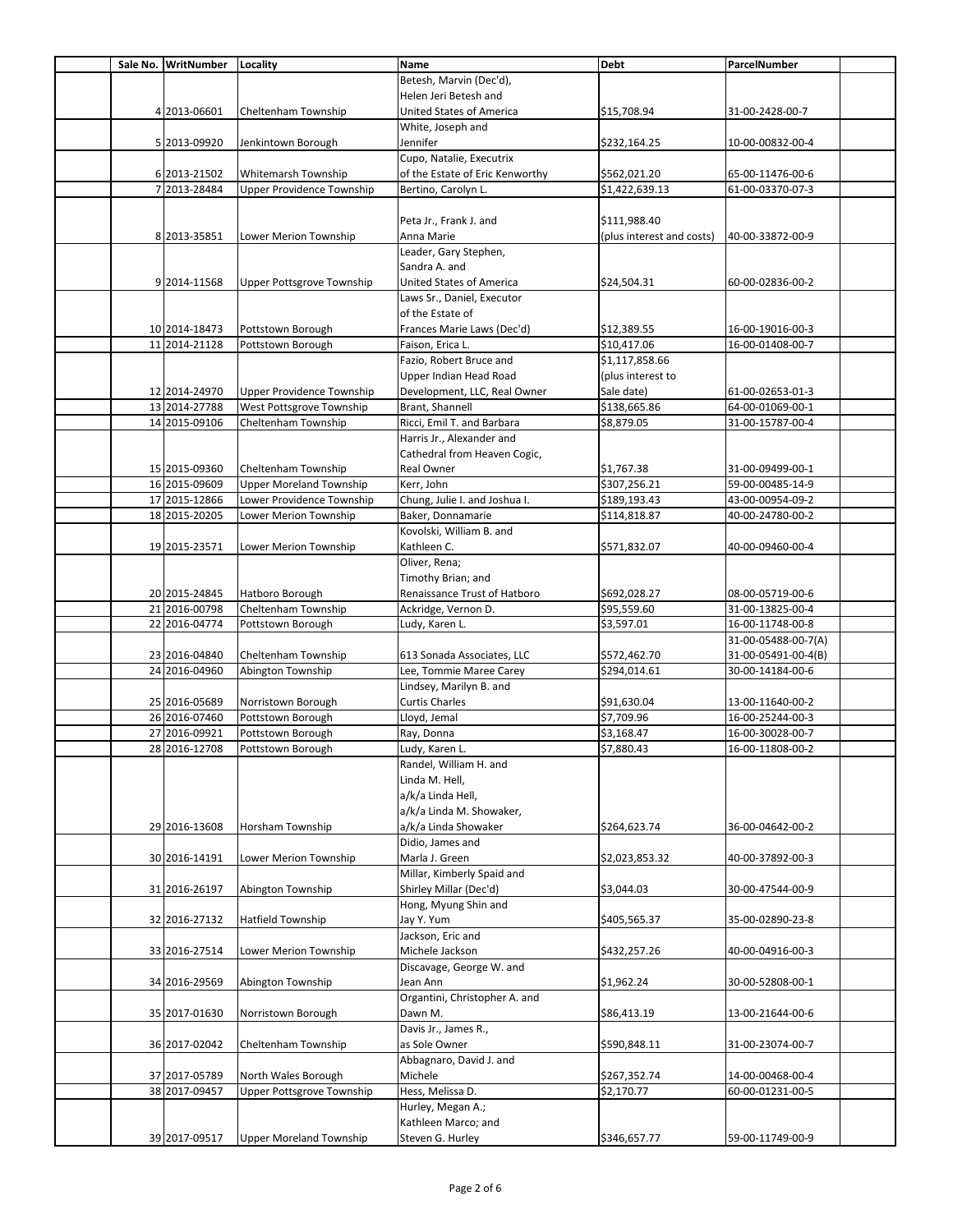| Sale No. | WritNumber | Locality | Name | Debt | ParcelNumber |
|---|---|---|---|---|---|
| 4 | 2013-06601 | Cheltenham Township | Betesh, Marvin (Dec'd), Helen Jeri Betesh and United States of America | $15,708.94 | 31-00-2428-00-7 |
| 5 | 2013-09920 | Jenkintown Borough | White, Joseph and Jennifer | $232,164.25 | 10-00-00832-00-4 |
| 6 | 2013-21502 | Whitemarsh Township | Cupo, Natalie, Executrix of the Estate of Eric Kenworthy | $562,021.20 | 65-00-11476-00-6 |
| 7 | 2013-28484 | Upper Providence Township | Bertino, Carolyn L. | $1,422,639.13 | 61-00-03370-07-3 |
| 8 | 2013-35851 | Lower Merion Township | Peta Jr., Frank J. and Anna Marie | $111,988.40 (plus interest and costs) | 40-00-33872-00-9 |
| 9 | 2014-11568 | Upper Pottsgrove Township | Leader, Gary Stephen, Sandra A. and United States of America | $24,504.31 | 60-00-02836-00-2 |
| 10 | 2014-18473 | Pottstown Borough | Laws Sr., Daniel, Executor of the Estate of Frances Marie Laws (Dec'd) | $12,389.55 | 16-00-19016-00-3 |
| 11 | 2014-21128 | Pottstown Borough | Faison, Erica L. | $10,417.06 | 16-00-01408-00-7 |
| 12 | 2014-24970 | Upper Providence Township | Fazio, Robert Bruce and Upper Indian Head Road Development, LLC, Real Owner | $1,117,858.66 (plus interest to Sale date) | 61-00-02653-01-3 |
| 13 | 2014-27788 | West Pottsgrove Township | Brant, Shannell | $138,665.86 | 64-00-01069-00-1 |
| 14 | 2015-09106 | Cheltenham Township | Ricci, Emil T. and Barbara | $8,879.05 | 31-00-15787-00-4 |
| 15 | 2015-09360 | Cheltenham Township | Harris Jr., Alexander and Cathedral from Heaven Cogic, Real Owner | $1,767.38 | 31-00-09499-00-1 |
| 16 | 2015-09609 | Upper Moreland Township | Kerr, John | $307,256.21 | 59-00-00485-14-9 |
| 17 | 2015-12866 | Lower Providence Township | Chung, Julie I. and Joshua I. | $189,193.43 | 43-00-00954-09-2 |
| 18 | 2015-20205 | Lower Merion Township | Baker, Donnamarie | $114,818.87 | 40-00-24780-00-2 |
| 19 | 2015-23571 | Lower Merion Township | Kovolski, William B. and Kathleen C. | $571,832.07 | 40-00-09460-00-4 |
| 20 | 2015-24845 | Hatboro Borough | Oliver, Rena; Timothy Brian; and Renaissance Trust of Hatboro | $692,028.27 | 08-00-05719-00-6 |
| 21 | 2016-00798 | Cheltenham Township | Ackridge, Vernon D. | $95,559.60 | 31-00-13825-00-4 |
| 22 | 2016-04774 | Pottstown Borough | Ludy, Karen L. | $3,597.01 | 16-00-11748-00-8 |
| 23 | 2016-04840 | Cheltenham Township | 613 Sonada Associates, LLC | $572,462.70 | 31-00-05488-00-7(A) 31-00-05491-00-4(B) |
| 24 | 2016-04960 | Abington Township | Lee, Tommie Maree Carey | $294,014.61 | 30-00-14184-00-6 |
| 25 | 2016-05689 | Norristown Borough | Lindsey, Marilyn B. and Curtis Charles | $91,630.04 | 13-00-11640-00-2 |
| 26 | 2016-07460 | Pottstown Borough | Lloyd, Jemal | $7,709.96 | 16-00-25244-00-3 |
| 27 | 2016-09921 | Pottstown Borough | Ray, Donna | $3,168.47 | 16-00-30028-00-7 |
| 28 | 2016-12708 | Pottstown Borough | Ludy, Karen L. | $7,880.43 | 16-00-11808-00-2 |
| 29 | 2016-13608 | Horsham Township | Randel, William H. and Linda M. Hell, a/k/a Linda Hell, a/k/a Linda M. Showaker, a/k/a Linda Showaker | $264,623.74 | 36-00-04642-00-2 |
| 30 | 2016-14191 | Lower Merion Township | Didio, James and Marla J. Green | $2,023,853.32 | 40-00-37892-00-3 |
| 31 | 2016-26197 | Abington Township | Millar, Kimberly Spaid and Shirley Millar (Dec'd) | $3,044.03 | 30-00-47544-00-9 |
| 32 | 2016-27132 | Hatfield Township | Hong, Myung Shin and Jay Y. Yum | $405,565.37 | 35-00-02890-23-8 |
| 33 | 2016-27514 | Lower Merion Township | Jackson, Eric and Michele Jackson | $432,257.26 | 40-00-04916-00-3 |
| 34 | 2016-29569 | Abington Township | Discavage, George W. and Jean Ann | $1,962.24 | 30-00-52808-00-1 |
| 35 | 2017-01630 | Norristown Borough | Organtini, Christopher A. and Dawn M. | $86,413.19 | 13-00-21644-00-6 |
| 36 | 2017-02042 | Cheltenham Township | Davis Jr., James R., as Sole Owner | $590,848.11 | 31-00-23074-00-7 |
| 37 | 2017-05789 | North Wales Borough | Abbagnaro, David J. and Michele | $267,352.74 | 14-00-00468-00-4 |
| 38 | 2017-09457 | Upper Pottsgrove Township | Hess, Melissa D. | $2,170.77 | 60-00-01231-00-5 |
| 39 | 2017-09517 | Upper Moreland Township | Hurley, Megan A.; Kathleen Marco; and Steven G. Hurley | $346,657.77 | 59-00-11749-00-9 |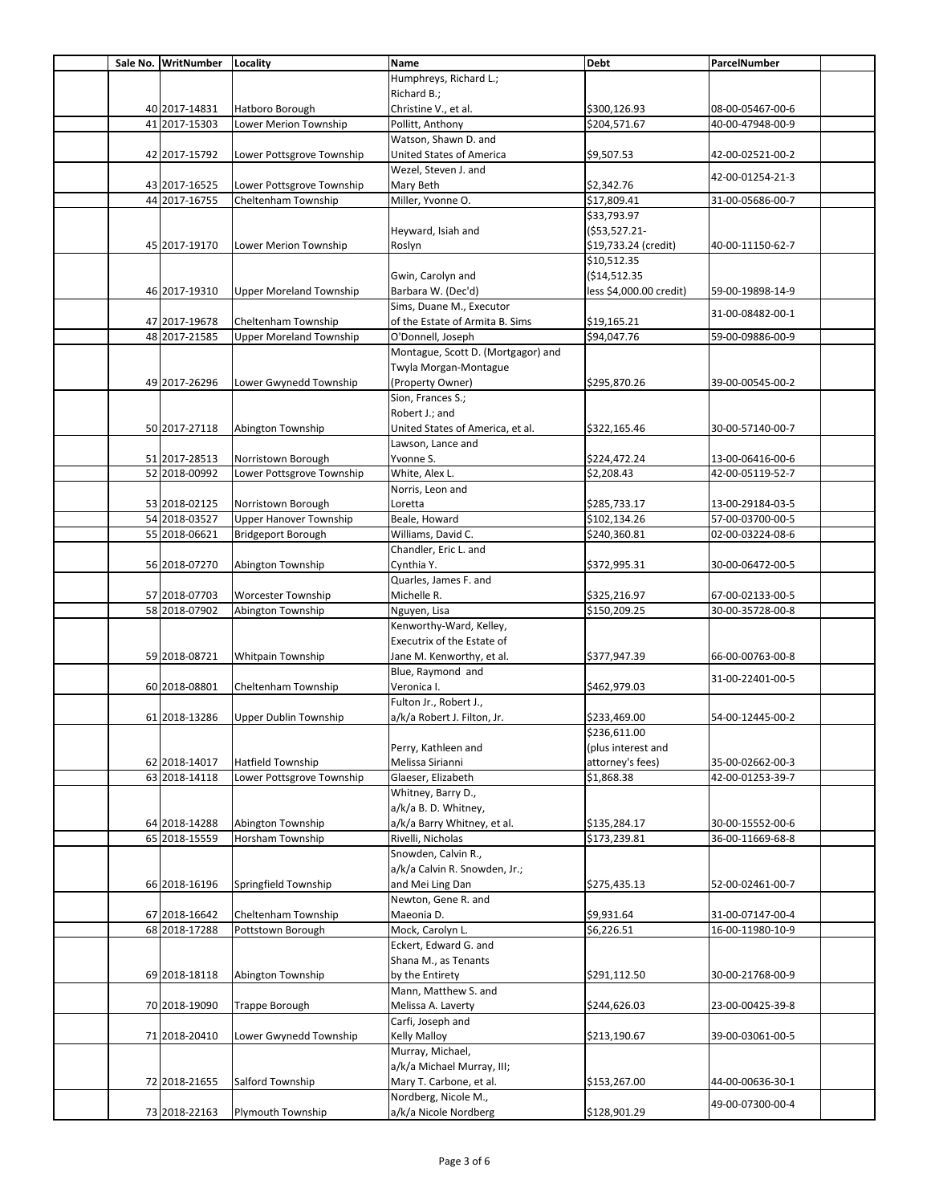| Sale No. | WritNumber | Locality | Name | Debt | ParcelNumber |
|---|---|---|---|---|---|
| 40 | 2017-14831 | Hatboro Borough | Humphreys, Richard L.; Richard B.; Christine V., et al. | $300,126.93 | 08-00-05467-00-6 |
| 41 | 2017-15303 | Lower Merion Township | Pollitt, Anthony | $204,571.67 | 40-00-47948-00-9 |
| 42 | 2017-15792 | Lower Pottsgrove Township | Watson, Shawn D. and United States of America | $9,507.53 | 42-00-02521-00-2 |
| 43 | 2017-16525 | Lower Pottsgrove Township | Wezel, Steven J. and Mary Beth | $2,342.76 | 42-00-01254-21-3 |
| 44 | 2017-16755 | Cheltenham Township | Miller, Yvonne O. | $17,809.41 | 31-00-05686-00-7 |
| 45 | 2017-19170 | Lower Merion Township | Heyward, Isiah and Roslyn | $33,793.97 ($53,527.21-$19,733.24 (credit) | 40-00-11150-62-7 |
| 46 | 2017-19310 | Upper Moreland Township | Gwin, Carolyn and Barbara W. (Dec'd) | $10,512.35 ($14,512.35 less $4,000.00 credit) | 59-00-19898-14-9 |
| 47 | 2017-19678 | Cheltenham Township | Sims, Duane M., Executor of the Estate of Armita B. Sims | $19,165.21 | 31-00-08482-00-1 |
| 48 | 2017-21585 | Upper Moreland Township | O'Donnell, Joseph | $94,047.76 | 59-00-09886-00-9 |
| 49 | 2017-26296 | Lower Gwynedd Township | Montague, Scott D. (Mortgagor) and Twyla Morgan-Montague (Property Owner) | $295,870.26 | 39-00-00545-00-2 |
| 50 | 2017-27118 | Abington Township | Sion, Frances S.; Robert J.; and United States of America, et al. | $322,165.46 | 30-00-57140-00-7 |
| 51 | 2017-28513 | Norristown Borough | Lawson, Lance and Yvonne S. | $224,472.24 | 13-00-06416-00-6 |
| 52 | 2018-00992 | Lower Pottsgrove Township | White, Alex L. | $2,208.43 | 42-00-05119-52-7 |
| 53 | 2018-02125 | Norristown Borough | Norris, Leon and Loretta | $285,733.17 | 13-00-29184-03-5 |
| 54 | 2018-03527 | Upper Hanover Township | Beale, Howard | $102,134.26 | 57-00-03700-00-5 |
| 55 | 2018-06621 | Bridgeport Borough | Williams, David C. | $240,360.81 | 02-00-03224-08-6 |
| 56 | 2018-07270 | Abington Township | Chandler, Eric L. and Cynthia Y. | $372,995.31 | 30-00-06472-00-5 |
| 57 | 2018-07703 | Worcester Township | Quarles, James F. and Michelle R. | $325,216.97 | 67-00-02133-00-5 |
| 58 | 2018-07902 | Abington Township | Nguyen, Lisa | $150,209.25 | 30-00-35728-00-8 |
| 59 | 2018-08721 | Whitpain Township | Kenworthy-Ward, Kelley, Executrix of the Estate of Jane M. Kenworthy, et al. | $377,947.39 | 66-00-00763-00-8 |
| 60 | 2018-08801 | Cheltenham Township | Blue, Raymond and Veronica I. | $462,979.03 | 31-00-22401-00-5 |
| 61 | 2018-13286 | Upper Dublin Township | Fulton Jr., Robert J., a/k/a Robert J. Filton, Jr. | $233,469.00 | 54-00-12445-00-2 |
| 62 | 2018-14017 | Hatfield Township | Perry, Kathleen and Melissa Sirianni | $236,611.00 (plus interest and attorney's fees) | 35-00-02662-00-3 |
| 63 | 2018-14118 | Lower Pottsgrove Township | Glaeser, Elizabeth | $1,868.38 | 42-00-01253-39-7 |
| 64 | 2018-14288 | Abington Township | Whitney, Barry D., a/k/a B. D. Whitney, a/k/a Barry Whitney, et al. | $135,284.17 | 30-00-15552-00-6 |
| 65 | 2018-15559 | Horsham Township | Rivelli, Nicholas | $173,239.81 | 36-00-11669-68-8 |
| 66 | 2018-16196 | Springfield Township | Snowden, Calvin R., a/k/a Calvin R. Snowden, Jr.; and Mei Ling Dan | $275,435.13 | 52-00-02461-00-7 |
| 67 | 2018-16642 | Cheltenham Township | Newton, Gene R. and Maeonia D. | $9,931.64 | 31-00-07147-00-4 |
| 68 | 2018-17288 | Pottstown Borough | Mock, Carolyn L. | $6,226.51 | 16-00-11980-10-9 |
| 69 | 2018-18118 | Abington Township | Eckert, Edward G. and Shana M., as Tenants by the Entirety | $291,112.50 | 30-00-21768-00-9 |
| 70 | 2018-19090 | Trappe Borough | Mann, Matthew S. and Melissa A. Laverty | $244,626.03 | 23-00-00425-39-8 |
| 71 | 2018-20410 | Lower Gwynedd Township | Carfi, Joseph and Kelly Malloy | $213,190.67 | 39-00-03061-00-5 |
| 72 | 2018-21655 | Salford Township | Murray, Michael, a/k/a Michael Murray, III; Mary T. Carbone, et al. | $153,267.00 | 44-00-00636-30-1 |
| 73 | 2018-22163 | Plymouth Township | Nordberg, Nicole M., a/k/a Nicole Nordberg | $128,901.29 | 49-00-07300-00-4 |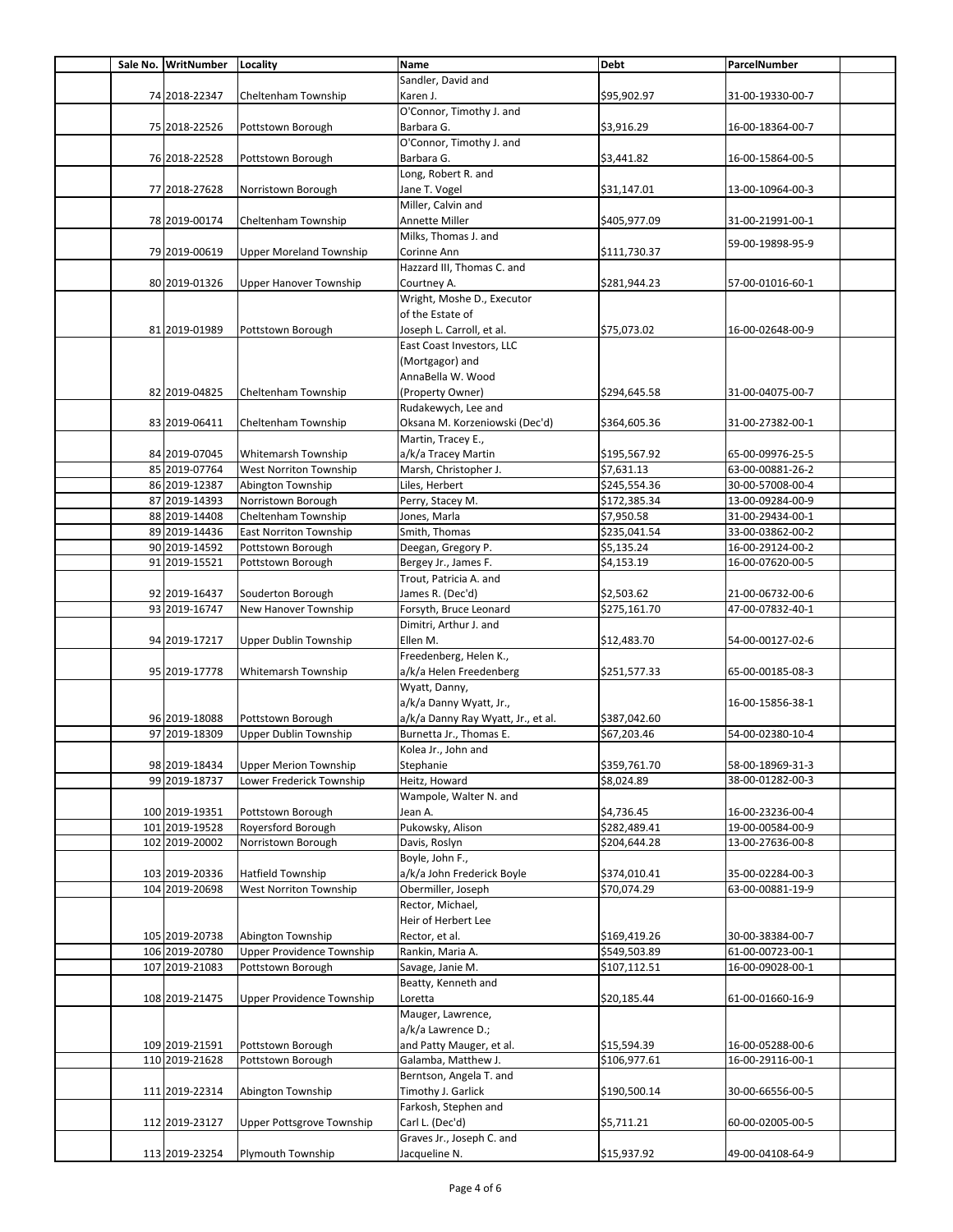| Sale No. | WritNumber | Locality | Name | Debt | ParcelNumber |
|---|---|---|---|---|---|
| 74 | 2018-22347 | Cheltenham Township | Sandler, David and Karen J. | $95,902.97 | 31-00-19330-00-7 |
| 75 | 2018-22526 | Pottstown Borough | O'Connor, Timothy J. and Barbara G. | $3,916.29 | 16-00-18364-00-7 |
| 76 | 2018-22528 | Pottstown Borough | O'Connor, Timothy J. and Barbara G. | $3,441.82 | 16-00-15864-00-5 |
| 77 | 2018-27628 | Norristown Borough | Long, Robert R. and Jane T. Vogel | $31,147.01 | 13-00-10964-00-3 |
| 78 | 2019-00174 | Cheltenham Township | Miller, Calvin and Annette Miller | $405,977.09 | 31-00-21991-00-1 |
| 79 | 2019-00619 | Upper Moreland Township | Milks, Thomas J. and Corinne Ann | $111,730.37 | 59-00-19898-95-9 |
| 80 | 2019-01326 | Upper Hanover Township | Hazzard III, Thomas C. and Courtney A. | $281,944.23 | 57-00-01016-60-1 |
| 81 | 2019-01989 | Pottstown Borough | Wright, Moshe D., Executor of the Estate of Joseph L. Carroll, et al. | $75,073.02 | 16-00-02648-00-9 |
| 82 | 2019-04825 | Cheltenham Township | East Coast Investors, LLC (Mortgagor) and AnnaBella W. Wood (Property Owner) | $294,645.58 | 31-00-04075-00-7 |
| 83 | 2019-06411 | Cheltenham Township | Rudakewych, Lee and Oksana M. Korzeniowski (Dec'd) | $364,605.36 | 31-00-27382-00-1 |
| 84 | 2019-07045 | Whitemarsh Township | Martin, Tracey E., a/k/a Tracey Martin | $195,567.92 | 65-00-09976-25-5 |
| 85 | 2019-07764 | West Norriton Township | Marsh, Christopher J. | $7,631.13 | 63-00-00881-26-2 |
| 86 | 2019-12387 | Abington Township | Liles, Herbert | $245,554.36 | 30-00-57008-00-4 |
| 87 | 2019-14393 | Norristown Borough | Perry, Stacey M. | $172,385.34 | 13-00-09284-00-9 |
| 88 | 2019-14408 | Cheltenham Township | Jones, Marla | $7,950.58 | 31-00-29434-00-1 |
| 89 | 2019-14436 | East Norriton Township | Smith, Thomas | $235,041.54 | 33-00-03862-00-2 |
| 90 | 2019-14592 | Pottstown Borough | Deegan, Gregory P. | $5,135.24 | 16-00-29124-00-2 |
| 91 | 2019-15521 | Pottstown Borough | Bergey Jr., James F. | $4,153.19 | 16-00-07620-00-5 |
| 92 | 2019-16437 | Souderton Borough | Trout, Patricia A. and James R. (Dec'd) | $2,503.62 | 21-00-06732-00-6 |
| 93 | 2019-16747 | New Hanover Township | Forsyth, Bruce Leonard | $275,161.70 | 47-00-07832-40-1 |
| 94 | 2019-17217 | Upper Dublin Township | Dimitri, Arthur J. and Ellen M. | $12,483.70 | 54-00-00127-02-6 |
| 95 | 2019-17778 | Whitemarsh Township | Freedenberg, Helen K., a/k/a Helen Freedenberg | $251,577.33 | 65-00-00185-08-3 |
| 96 | 2019-18088 | Pottstown Borough | Wyatt, Danny, a/k/a Danny Wyatt, Jr., a/k/a Danny Ray Wyatt, Jr., et al. | $387,042.60 | 16-00-15856-38-1 |
| 97 | 2019-18309 | Upper Dublin Township | Burnetta Jr., Thomas E. | $67,203.46 | 54-00-02380-10-4 |
| 98 | 2019-18434 | Upper Merion Township | Kolea Jr., John and Stephanie | $359,761.70 | 58-00-18969-31-3 |
| 99 | 2019-18737 | Lower Frederick Township | Heitz, Howard | $8,024.89 | 38-00-01282-00-3 |
| 100 | 2019-19351 | Pottstown Borough | Wampole, Walter N. and Jean A. | $4,736.45 | 16-00-23236-00-4 |
| 101 | 2019-19528 | Royersford Borough | Pukowsky, Alison | $282,489.41 | 19-00-00584-00-9 |
| 102 | 2019-20002 | Norristown Borough | Davis, Roslyn | $204,644.28 | 13-00-27636-00-8 |
| 103 | 2019-20336 | Hatfield Township | Boyle, John F., a/k/a John Frederick Boyle | $374,010.41 | 35-00-02284-00-3 |
| 104 | 2019-20698 | West Norriton Township | Obermiller, Joseph | $70,074.29 | 63-00-00881-19-9 |
| 105 | 2019-20738 | Abington Township | Rector, Michael, Heir of Herbert Lee Rector, et al. | $169,419.26 | 30-00-38384-00-7 |
| 106 | 2019-20780 | Upper Providence Township | Rankin, Maria A. | $549,503.89 | 61-00-00723-00-1 |
| 107 | 2019-21083 | Pottstown Borough | Savage, Janie M. | $107,112.51 | 16-00-09028-00-1 |
| 108 | 2019-21475 | Upper Providence Township | Beatty, Kenneth and Loretta | $20,185.44 | 61-00-01660-16-9 |
| 109 | 2019-21591 | Pottstown Borough | Mauger, Lawrence, a/k/a Lawrence D.; and Patty Mauger, et al. | $15,594.39 | 16-00-05288-00-6 |
| 110 | 2019-21628 | Pottstown Borough | Galamba, Matthew J. | $106,977.61 | 16-00-29116-00-1 |
| 111 | 2019-22314 | Abington Township | Berntson, Angela T. and Timothy J. Garlick | $190,500.14 | 30-00-66556-00-5 |
| 112 | 2019-23127 | Upper Pottsgrove Township | Farkosh, Stephen and Carl L. (Dec'd) | $5,711.21 | 60-00-02005-00-5 |
| 113 | 2019-23254 | Plymouth Township | Graves Jr., Joseph C. and Jacqueline N. | $15,937.92 | 49-00-04108-64-9 |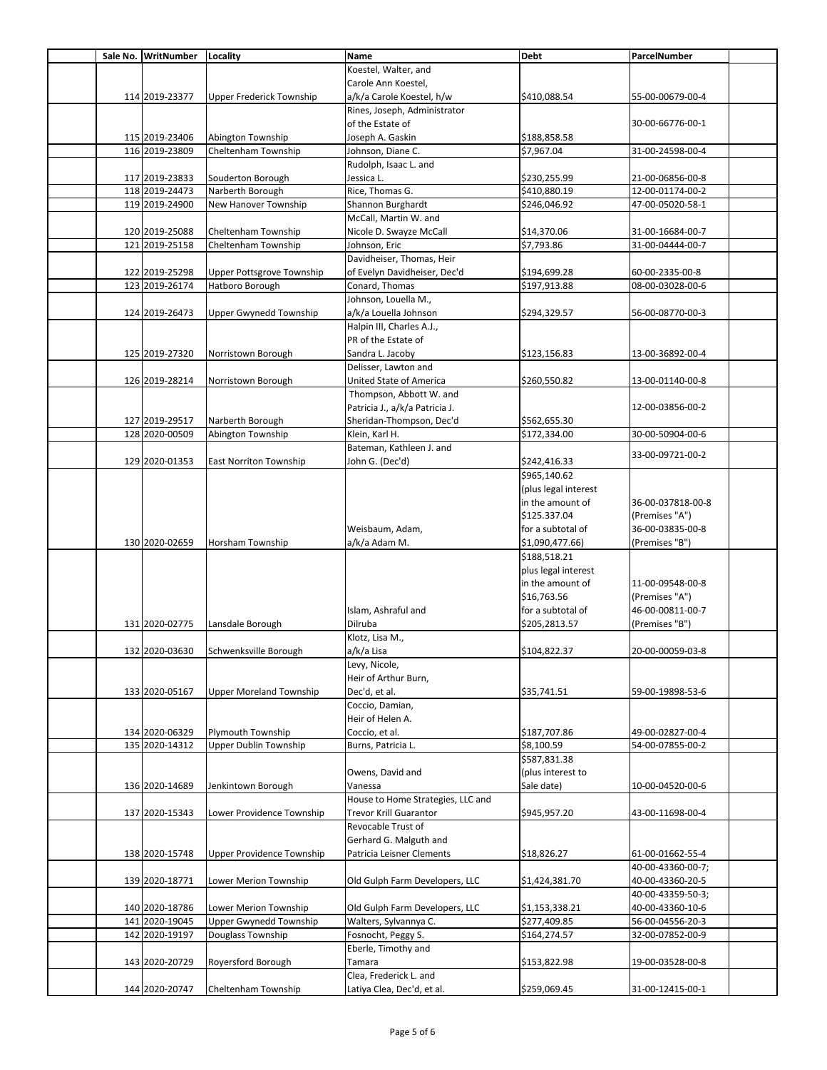| Sale No. | WritNumber | Locality | Name | Debt | ParcelNumber |
|---|---|---|---|---|---|
| 114 | 2019-23377 | Upper Frederick Township | Koestel, Walter, and Carole Ann Koestel, a/k/a Carole Koestel, h/w | $410,088.54 | 55-00-00679-00-4 |
| 115 | 2019-23406 | Abington Township | Rines, Joseph, Administrator of the Estate of Joseph A. Gaskin | $188,858.58 | 30-00-66776-00-1 |
| 116 | 2019-23809 | Cheltenham Township | Johnson, Diane C. | $7,967.04 | 31-00-24598-00-4 |
| 117 | 2019-23833 | Souderton Borough | Rudolph, Isaac L. and Jessica L. | $230,255.99 | 21-00-06856-00-8 |
| 118 | 2019-24473 | Narberth Borough | Rice, Thomas G. | $410,880.19 | 12-00-01174-00-2 |
| 119 | 2019-24900 | New Hanover Township | Shannon Burghardt | $246,046.92 | 47-00-05020-58-1 |
| 120 | 2019-25088 | Cheltenham Township | McCall, Martin W. and Nicole D. Swayze McCall | $14,370.06 | 31-00-16684-00-7 |
| 121 | 2019-25158 | Cheltenham Township | Johnson, Eric | $7,793.86 | 31-00-04444-00-7 |
| 122 | 2019-25298 | Upper Pottsgrove Township | Davidheiser, Thomas, Heir of Evelyn Davidheiser, Dec'd | $194,699.28 | 60-00-2335-00-8 |
| 123 | 2019-26174 | Hatboro Borough | Conard, Thomas | $197,913.88 | 08-00-03028-00-6 |
| 124 | 2019-26473 | Upper Gwynedd Township | Johnson, Louella M., a/k/a Louella Johnson | $294,329.57 | 56-00-08770-00-3 |
| 125 | 2019-27320 | Norristown Borough | Halpin III, Charles A.J., PR of the Estate of Sandra L. Jacoby | $123,156.83 | 13-00-36892-00-4 |
| 126 | 2019-28214 | Norristown Borough | Delisser, Lawton and United State of America | $260,550.82 | 13-00-01140-00-8 |
| 127 | 2019-29517 | Narberth Borough | Thompson, Abbott W. and Patricia J., a/k/a Patricia J. Sheridan-Thompson, Dec'd | $562,655.30 | 12-00-03856-00-2 |
| 128 | 2020-00509 | Abington Township | Klein, Karl H. | $172,334.00 | 30-00-50904-00-6 |
| 129 | 2020-01353 | East Norriton Township | Bateman, Kathleen J. and John G. (Dec'd) | $242,416.33 | 33-00-09721-00-2 |
| 130 | 2020-02659 | Horsham Township | Weisbaum, Adam, a/k/a Adam M. | $965,140.62 (plus legal interest in the amount of $125.337.04 for a subtotal of $1,090,477.66) | 36-00-037818-00-8 (Premises "A") 36-00-03835-00-8 (Premises "B") |
| 131 | 2020-02775 | Lansdale Borough | Islam, Ashraful and Dilruba | $188,518.21 plus legal interest in the amount of $16,763.56 for a subtotal of $205,2813.57 | 11-00-09548-00-8 (Premises "A") 46-00-00811-00-7 (Premises "B") |
| 132 | 2020-03630 | Schwenksville Borough | Klotz, Lisa M., a/k/a Lisa | $104,822.37 | 20-00-00059-03-8 |
| 133 | 2020-05167 | Upper Moreland Township | Levy, Nicole, Heir of Arthur Burn, Dec'd, et al. | $35,741.51 | 59-00-19898-53-6 |
| 134 | 2020-06329 | Plymouth Township | Coccio, Damian, Heir of Helen A. Coccio, et al. | $187,707.86 | 49-00-02827-00-4 |
| 135 | 2020-14312 | Upper Dublin Township | Burns, Patricia L. | $8,100.59 | 54-00-07855-00-2 |
| 136 | 2020-14689 | Jenkintown Borough | Owens, David and Vanessa | $587,831.38 (plus interest to Sale date) | 10-00-04520-00-6 |
| 137 | 2020-15343 | Lower Providence Township | House to Home Strategies, LLC and Trevor Krill Guarantor | $945,957.20 | 43-00-11698-00-4 |
| 138 | 2020-15748 | Upper Providence Township | Revocable Trust of Gerhard G. Malguth and Patricia Leisner Clements | $18,826.27 | 61-00-01662-55-4 |
| 139 | 2020-18771 | Lower Merion Township | Old Gulph Farm Developers, LLC | $1,424,381.70 | 40-00-43360-00-7; 40-00-43360-20-5 |
| 140 | 2020-18786 | Lower Merion Township | Old Gulph Farm Developers, LLC | $1,153,338.21 | 40-00-43359-50-3; 40-00-43360-10-6 |
| 141 | 2020-19045 | Upper Gwynedd Township | Walters, Sylvannya C. | $277,409.85 | 56-00-04556-20-3 |
| 142 | 2020-19197 | Douglass Township | Fosnocht, Peggy S. | $164,274.57 | 32-00-07852-00-9 |
| 143 | 2020-20729 | Royersford Borough | Eberle, Timothy and Tamara | $153,822.98 | 19-00-03528-00-8 |
| 144 | 2020-20747 | Cheltenham Township | Clea, Frederick L. and Latiya Clea, Dec'd, et al. | $259,069.45 | 31-00-12415-00-1 |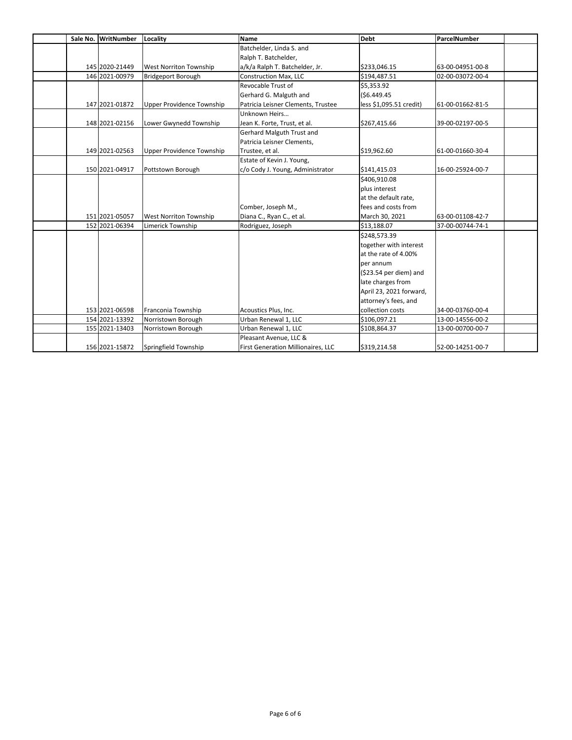| | Sale No. | WritNumber | Locality | Name | Debt | ParcelNumber | |
|---|---|---|---|---|---|---|---|
| | 145 | 2020-21449 | West Norriton Township | Batchelder, Linda S. and Ralph T. Batchelder, a/k/a Ralph T. Batchelder, Jr. | $233,046.15 | 63-00-04951-00-8 | |
| | 146 | 2021-00979 | Bridgeport Borough | Construction Max, LLC | $194,487.51 | 02-00-03072-00-4 | |
| | 147 | 2021-01872 | Upper Providence Township | Revocable Trust of Gerhard G. Malguth and Patricia Leisner Clements, Trustee | $5,353.92 ($6.449.45 less $1,095.51 credit) | 61-00-01662-81-5 | |
| | 148 | 2021-02156 | Lower Gwynedd Township | Unknown Heirs… Jean K. Forte, Trust, et al. | $267,415.66 | 39-00-02197-00-5 | |
| | 149 | 2021-02563 | Upper Providence Township | Gerhard Malguth Trust and Patricia Leisner Clements, Trustee, et al. | $19,962.60 | 61-00-01660-30-4 | |
| | 150 | 2021-04917 | Pottstown Borough | Estate of Kevin J. Young, c/o Cody J. Young, Administrator | $141,415.03 | 16-00-25924-00-7 | |
| | 151 | 2021-05057 | West Norriton Township | Comber, Joseph M., Diana C., Ryan C., et al. | $406,910.08 plus interest at the default rate, fees and costs from March 30, 2021 | 63-00-01108-42-7 | |
| | 152 | 2021-06394 | Limerick Township | Rodriguez, Joseph | $13,188.07 | 37-00-00744-74-1 | |
| | 153 | 2021-06598 | Franconia Township | Acoustics Plus, Inc. | $248,573.39 together with interest at the rate of 4.00% per annum ($23.54 per diem) and late charges from April 23, 2021 forward, attorney's fees, and collection costs | 34-00-03760-00-4 | |
| | 154 | 2021-13392 | Norristown Borough | Urban Renewal 1, LLC | $106,097.21 | 13-00-14556-00-2 | |
| | 155 | 2021-13403 | Norristown Borough | Urban Renewal 1, LLC | $108,864.37 | 13-00-00700-00-7 | |
| | 156 | 2021-15872 | Springfield Township | Pleasant Avenue, LLC & First Generation Millionaires, LLC | $319,214.58 | 52-00-14251-00-7 | |